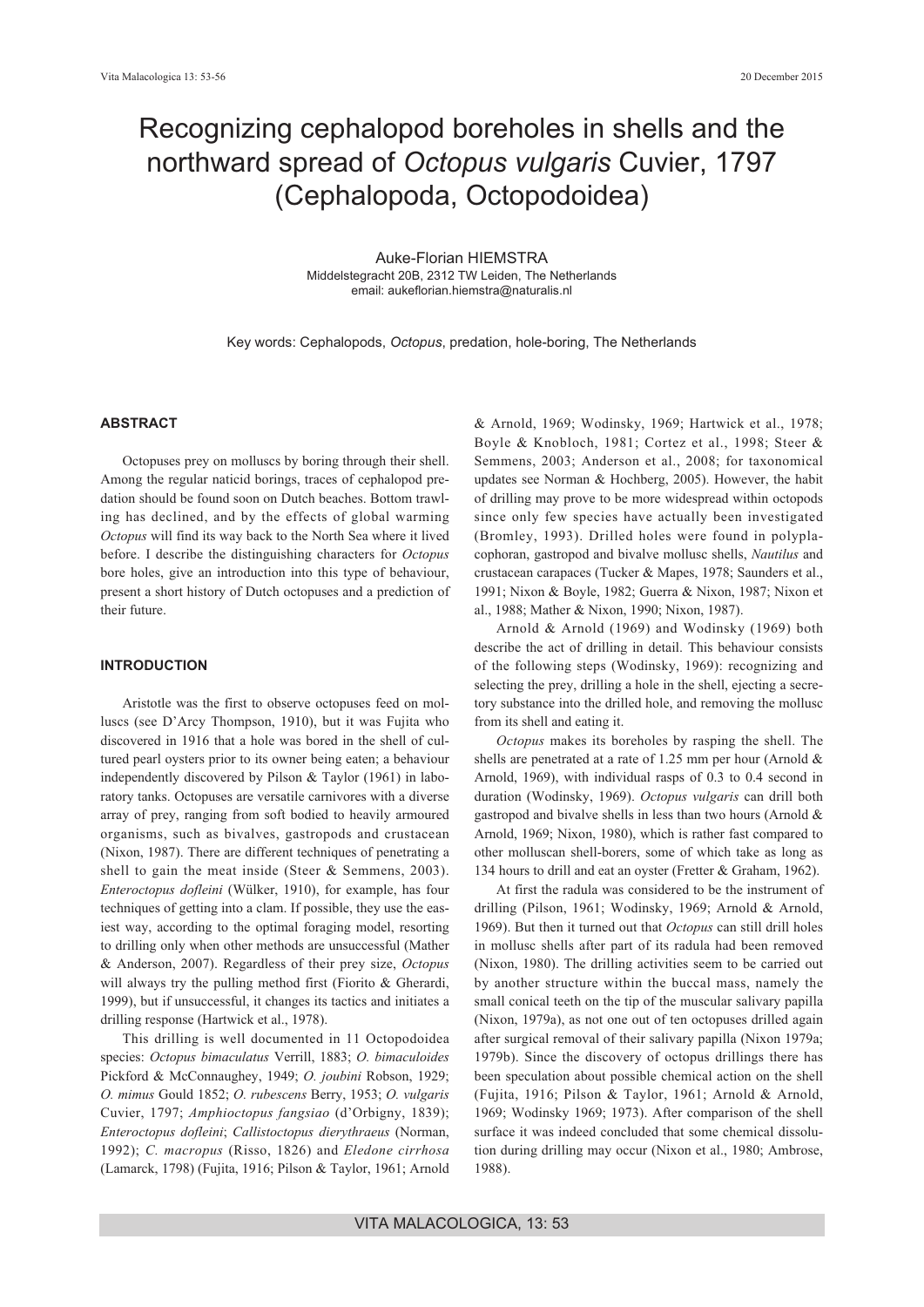# Recognizing cephalopod boreholes in shells and the northward spread of *Octopus vulgaris* Cuvier, 1797 (Cephalopoda, Octopodoidea)

Auke-Florian HIEMSTRA
Middelstegracht 20B, 2312 TW Leiden, The Netherlands
email: aukeflorian.hiemstra@naturalis.nl

Key words: Cephalopods, *Octopus*, predation, hole-boring, The Netherlands

## ABSTRACT

Octopuses prey on molluscs by boring through their shell. Among the regular naticid borings, traces of cephalopod predation should be found soon on Dutch beaches. Bottom trawling has declined, and by the effects of global warming *Octopus* will find its way back to the North Sea where it lived before. I describe the distinguishing characters for *Octopus* bore holes, give an introduction into this type of behaviour, present a short history of Dutch octopuses and a prediction of their future.

## INTRODUCTION

Aristotle was the first to observe octopuses feed on molluscs (see D'Arcy Thompson, 1910), but it was Fujita who discovered in 1916 that a hole was bored in the shell of cultured pearl oysters prior to its owner being eaten; a behaviour independently discovered by Pilson & Taylor (1961) in laboratory tanks. Octopuses are versatile carnivores with a diverse array of prey, ranging from soft bodied to heavily armoured organisms, such as bivalves, gastropods and crustacean (Nixon, 1987). There are different techniques of penetrating a shell to gain the meat inside (Steer & Semmens, 2003). *Enteroctopus dofleini* (Wülker, 1910), for example, has four techniques of getting into a clam. If possible, they use the easiest way, according to the optimal foraging model, resorting to drilling only when other methods are unsuccessful (Mather & Anderson, 2007). Regardless of their prey size, *Octopus* will always try the pulling method first (Fiorito & Gherardi, 1999), but if unsuccessful, it changes its tactics and initiates a drilling response (Hartwick et al., 1978).

This drilling is well documented in 11 Octopodoidea species: *Octopus bimaculatus* Verrill, 1883; *O. bimaculoides* Pickford & McConnaughey, 1949; *O. joubini* Robson, 1929; *O. mimus* Gould 1852; *O. rubescens* Berry, 1953; *O. vulgaris* Cuvier, 1797; *Amphioctopus fangsiao* (d'Orbigny, 1839); *Enteroctopus dofleini*; *Callistoctopus dierythraeus* (Norman, 1992); *C. macropus* (Risso, 1826) and *Eledone cirrhosa* (Lamarck, 1798) (Fujita, 1916; Pilson & Taylor, 1961; Arnold & Arnold, 1969; Wodinsky, 1969; Hartwick et al., 1978; Boyle & Knobloch, 1981; Cortez et al., 1998; Steer & Semmens, 2003; Anderson et al., 2008; for taxonomical updates see Norman & Hochberg, 2005). However, the habit of drilling may prove to be more widespread within octopods since only few species have actually been investigated (Bromley, 1993). Drilled holes were found in polyplacophoran, gastropod and bivalve mollusc shells, *Nautilus* and crustacean carapaces (Tucker & Mapes, 1978; Saunders et al., 1991; Nixon & Boyle, 1982; Guerra & Nixon, 1987; Nixon et al., 1988; Mather & Nixon, 1990; Nixon, 1987).

Arnold & Arnold (1969) and Wodinsky (1969) both describe the act of drilling in detail. This behaviour consists of the following steps (Wodinsky, 1969): recognizing and selecting the prey, drilling a hole in the shell, ejecting a secretory substance into the drilled hole, and removing the mollusc from its shell and eating it.

*Octopus* makes its boreholes by rasping the shell. The shells are penetrated at a rate of 1.25 mm per hour (Arnold & Arnold, 1969), with individual rasps of 0.3 to 0.4 second in duration (Wodinsky, 1969). *Octopus vulgaris* can drill both gastropod and bivalve shells in less than two hours (Arnold & Arnold, 1969; Nixon, 1980), which is rather fast compared to other molluscan shell-borers, some of which take as long as 134 hours to drill and eat an oyster (Fretter & Graham, 1962).

At first the radula was considered to be the instrument of drilling (Pilson, 1961; Wodinsky, 1969; Arnold & Arnold, 1969). But then it turned out that *Octopus* can still drill holes in mollusc shells after part of its radula had been removed (Nixon, 1980). The drilling activities seem to be carried out by another structure within the buccal mass, namely the small conical teeth on the tip of the muscular salivary papilla (Nixon, 1979a), as not one out of ten octopuses drilled again after surgical removal of their salivary papilla (Nixon 1979a; 1979b). Since the discovery of octopus drillings there has been speculation about possible chemical action on the shell (Fujita, 1916; Pilson & Taylor, 1961; Arnold & Arnold, 1969; Wodinsky 1969; 1973). After comparison of the shell surface it was indeed concluded that some chemical dissolution during drilling may occur (Nixon et al., 1980; Ambrose, 1988).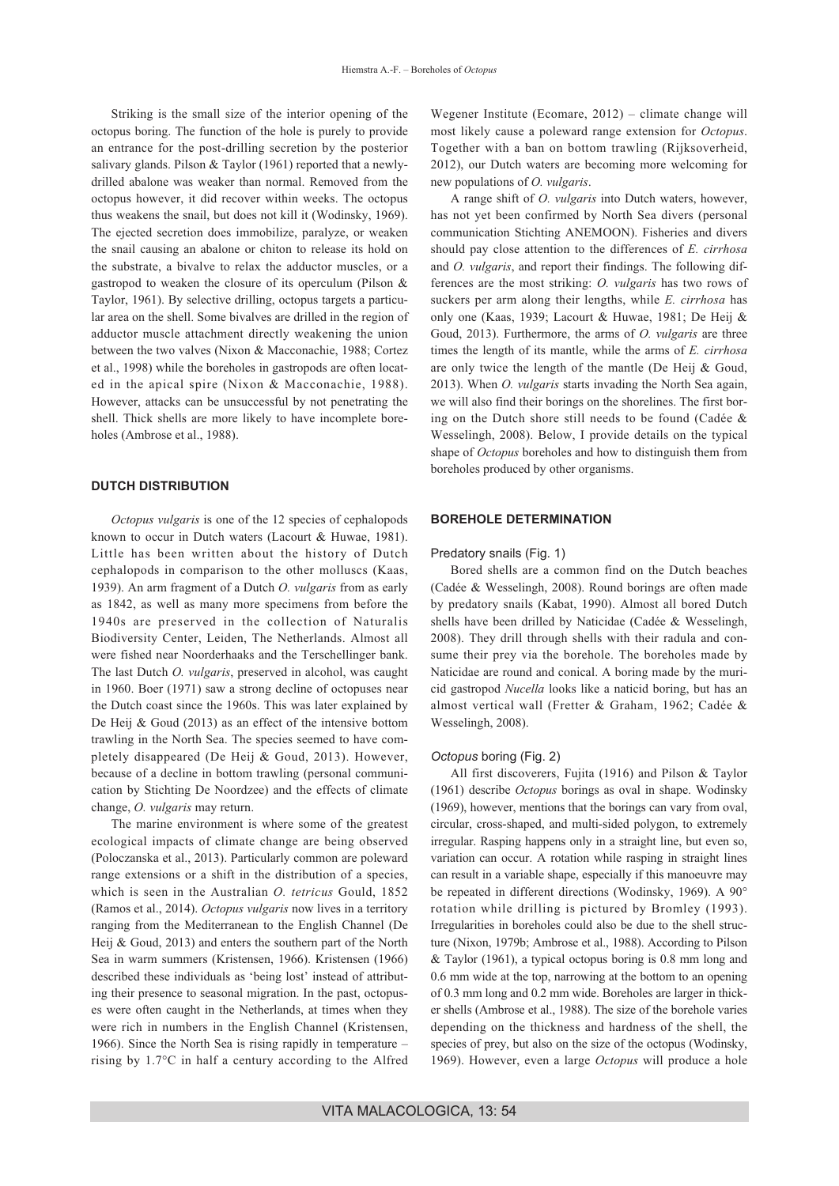Striking is the small size of the interior opening of the octopus boring. The function of the hole is purely to provide an entrance for the post-drilling secretion by the posterior salivary glands. Pilson & Taylor (1961) reported that a newly-drilled abalone was weaker than normal. Removed from the octopus however, it did recover within weeks. The octopus thus weakens the snail, but does not kill it (Wodinsky, 1969). The ejected secretion does immobilize, paralyze, or weaken the snail causing an abalone or chiton to release its hold on the substrate, a bivalve to relax the adductor muscles, or a gastropod to weaken the closure of its operculum (Pilson & Taylor, 1961). By selective drilling, octopus targets a particular area on the shell. Some bivalves are drilled in the region of adductor muscle attachment directly weakening the union between the two valves (Nixon & Macconachie, 1988; Cortez et al., 1998) while the boreholes in gastropods are often located in the apical spire (Nixon & Macconachie, 1988). However, attacks can be unsuccessful by not penetrating the shell. Thick shells are more likely to have incomplete boreholes (Ambrose et al., 1988).

## DUTCH DISTRIBUTION

*Octopus vulgaris* is one of the 12 species of cephalopods known to occur in Dutch waters (Lacourt & Huwae, 1981). Little has been written about the history of Dutch cephalopods in comparison to the other molluscs (Kaas, 1939). An arm fragment of a Dutch *O. vulgaris* from as early as 1842, as well as many more specimens from before the 1940s are preserved in the collection of Naturalis Biodiversity Center, Leiden, The Netherlands. Almost all were fished near Noorderhaaks and the Terschellinger bank. The last Dutch *O. vulgaris*, preserved in alcohol, was caught in 1960. Boer (1971) saw a strong decline of octopuses near the Dutch coast since the 1960s. This was later explained by De Heij & Goud (2013) as an effect of the intensive bottom trawling in the North Sea. The species seemed to have completely disappeared (De Heij & Goud, 2013). However, because of a decline in bottom trawling (personal communication by Stichting De Noordzee) and the effects of climate change, *O. vulgaris* may return.

The marine environment is where some of the greatest ecological impacts of climate change are being observed (Poloczanska et al., 2013). Particularly common are poleward range extensions or a shift in the distribution of a species, which is seen in the Australian *O. tetricus* Gould, 1852 (Ramos et al., 2014). *Octopus vulgaris* now lives in a territory ranging from the Mediterranean to the English Channel (De Heij & Goud, 2013) and enters the southern part of the North Sea in warm summers (Kristensen, 1966). Kristensen (1966) described these individuals as 'being lost' instead of attributing their presence to seasonal migration. In the past, octopuses were often caught in the Netherlands, at times when they were rich in numbers in the English Channel (Kristensen, 1966). Since the North Sea is rising rapidly in temperature – rising by 1.7°C in half a century according to the Alfred Wegener Institute (Ecomare, 2012) – climate change will most likely cause a poleward range extension for *Octopus*. Together with a ban on bottom trawling (Rijksoverheid, 2012), our Dutch waters are becoming more welcoming for new populations of *O. vulgaris*.

A range shift of *O. vulgaris* into Dutch waters, however, has not yet been confirmed by North Sea divers (personal communication Stichting ANEMOON). Fisheries and divers should pay close attention to the differences of *E. cirrhosa* and *O. vulgaris*, and report their findings. The following differences are the most striking: *O. vulgaris* has two rows of suckers per arm along their lengths, while *E. cirrhosa* has only one (Kaas, 1939; Lacourt & Huwae, 1981; De Heij & Goud, 2013). Furthermore, the arms of *O. vulgaris* are three times the length of its mantle, while the arms of *E. cirrhosa* are only twice the length of the mantle (De Heij & Goud, 2013). When *O. vulgaris* starts invading the North Sea again, we will also find their borings on the shorelines. The first boring on the Dutch shore still needs to be found (Cadée & Wesselingh, 2008). Below, I provide details on the typical shape of *Octopus* boreholes and how to distinguish them from boreholes produced by other organisms.

## BOREHOLE DETERMINATION

### Predatory snails (Fig. 1)

Bored shells are a common find on the Dutch beaches (Cadée & Wesselingh, 2008). Round borings are often made by predatory snails (Kabat, 1990). Almost all bored Dutch shells have been drilled by Naticidae (Cadée & Wesselingh, 2008). They drill through shells with their radula and consume their prey via the borehole. The boreholes made by Naticidae are round and conical. A boring made by the muricid gastropod *Nucella* looks like a naticid boring, but has an almost vertical wall (Fretter & Graham, 1962; Cadée & Wesselingh, 2008).

### *Octopus* boring (Fig. 2)

All first discoverers, Fujita (1916) and Pilson & Taylor (1961) describe *Octopus* borings as oval in shape. Wodinsky (1969), however, mentions that the borings can vary from oval, circular, cross-shaped, and multi-sided polygon, to extremely irregular. Rasping happens only in a straight line, but even so, variation can occur. A rotation while rasping in straight lines can result in a variable shape, especially if this manoeuvre may be repeated in different directions (Wodinsky, 1969). A 90° rotation while drilling is pictured by Bromley (1993). Irregularities in boreholes could also be due to the shell structure (Nixon, 1979b; Ambrose et al., 1988). According to Pilson & Taylor (1961), a typical octopus boring is 0.8 mm long and 0.6 mm wide at the top, narrowing at the bottom to an opening of 0.3 mm long and 0.2 mm wide. Boreholes are larger in thicker shells (Ambrose et al., 1988). The size of the borehole varies depending on the thickness and hardness of the shell, the species of prey, but also on the size of the octopus (Wodinsky, 1969). However, even a large *Octopus* will produce a hole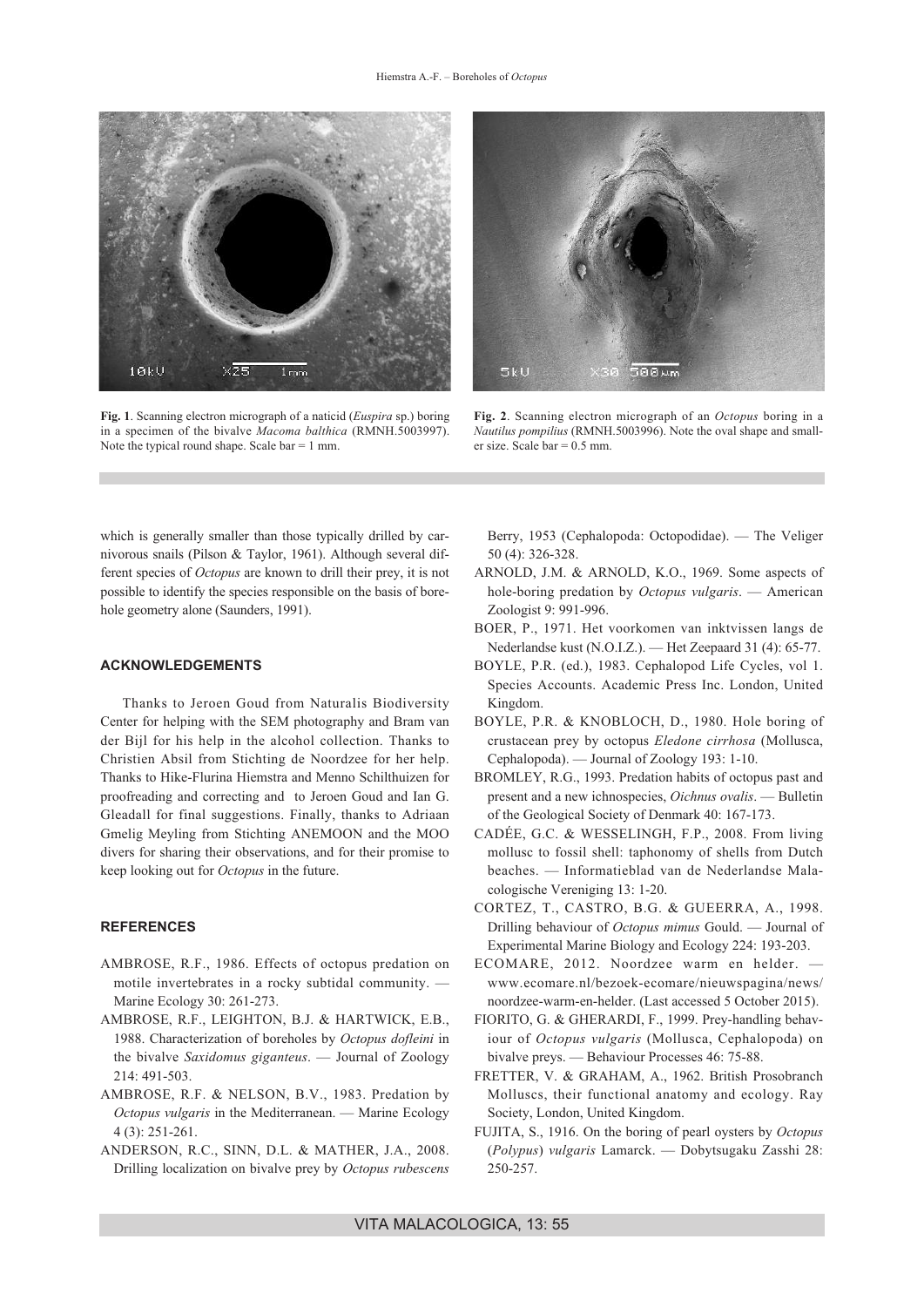**Fig. 1**. Scanning electron micrograph of a naticid (*Euspira* sp.) boring in a specimen of the bivalve *Macoma balthica* (RMNH.5003997). Note the typical round shape. Scale bar = 1 mm.

**Fig. 2**. Scanning electron micrograph of an *Octopus* boring in a *Nautilus pompilius* (RMNH.5003996). Note the oval shape and smaller size. Scale bar = 0.5 mm.

which is generally smaller than those typically drilled by carnivorous snails (Pilson & Taylor, 1961). Although several different species of *Octopus* are known to drill their prey, it is not possible to identify the species responsible on the basis of borehole geometry alone (Saunders, 1991).

## ACKNOWLEDGEMENTS

Thanks to Jeroen Goud from Naturalis Biodiversity Center for helping with the SEM photography and Bram van der Bijl for his help in the alcohol collection. Thanks to Christien Absil from Stichting de Noordzee for her help. Thanks to Hike-Flurina Hiemstra and Menno Schilthuizen for proofreading and correcting and to Jeroen Goud and Ian G. Gleadall for final suggestions. Finally, thanks to Adriaan Gmelig Meyling from Stichting ANEMOON and the MOO divers for sharing their observations, and for their promise to keep looking out for *Octopus* in the future.

## REFERENCES

AMBROSE, R.F., 1986. Effects of octopus predation on motile invertebrates in a rocky subtidal community. — Marine Ecology 30: 261-273.

AMBROSE, R.F., LEIGHTON, B.J. & HARTWICK, E.B., 1988. Characterization of boreholes by *Octopus dofleini* in the bivalve *Saxidomus giganteus*. — Journal of Zoology 214: 491-503.

AMBROSE, R.F. & NELSON, B.V., 1983. Predation by *Octopus vulgaris* in the Mediterranean. — Marine Ecology 4 (3): 251-261.

ANDERSON, R.C., SINN, D.L. & MATHER, J.A., 2008. Drilling localization on bivalve prey by *Octopus rubescens* Berry, 1953 (Cephalopoda: Octopodidae). — The Veliger 50 (4): 326-328.

ARNOLD, J.M. & ARNOLD, K.O., 1969. Some aspects of hole-boring predation by *Octopus vulgaris*. — American Zoologist 9: 991-996.

BOER, P., 1971. Het voorkomen van inktvissen langs de Nederlandse kust (N.O.I.Z.). — Het Zeepaard 31 (4): 65-77.

BOYLE, P.R. (ed.), 1983. Cephalopod Life Cycles, vol 1. Species Accounts. Academic Press Inc. London, United Kingdom.

BOYLE, P.R. & KNOBLOCH, D., 1980. Hole boring of crustacean prey by octopus *Eledone cirrhosa* (Mollusca, Cephalopoda). — Journal of Zoology 193: 1-10.

BROMLEY, R.G., 1993. Predation habits of octopus past and present and a new ichnospecies, *Oichnus ovalis*. — Bulletin of the Geological Society of Denmark 40: 167-173.

CADÉE, G.C. & WESSELINGH, F.P., 2008. From living mollusc to fossil shell: taphonomy of shells from Dutch beaches. — Informatieblad van de Nederlandse Malacologische Vereniging 13: 1-20.

CORTEZ, T., CASTRO, B.G. & GUEERRA, A., 1998. Drilling behaviour of *Octopus mimus* Gould. — Journal of Experimental Marine Biology and Ecology 224: 193-203.

ECOMARE, 2012. Noordzee warm en helder. — www.ecomare.nl/bezoek-ecomare/nieuwspagina/news/noordzee-warm-en-helder. (Last accessed 5 October 2015).

FIORITO, G. & GHERARDI, F., 1999. Prey-handling behaviour of *Octopus vulgaris* (Mollusca, Cephalopoda) on bivalve preys. — Behaviour Processes 46: 75-88.

FRETTER, V. & GRAHAM, A., 1962. British Prosobranch Molluscs, their functional anatomy and ecology. Ray Society, London, United Kingdom.

FUJITA, S., 1916. On the boring of pearl oysters by *Octopus* (*Polypus*) *vulgaris* Lamarck. — Dobytsugaku Zasshi 28: 250-257.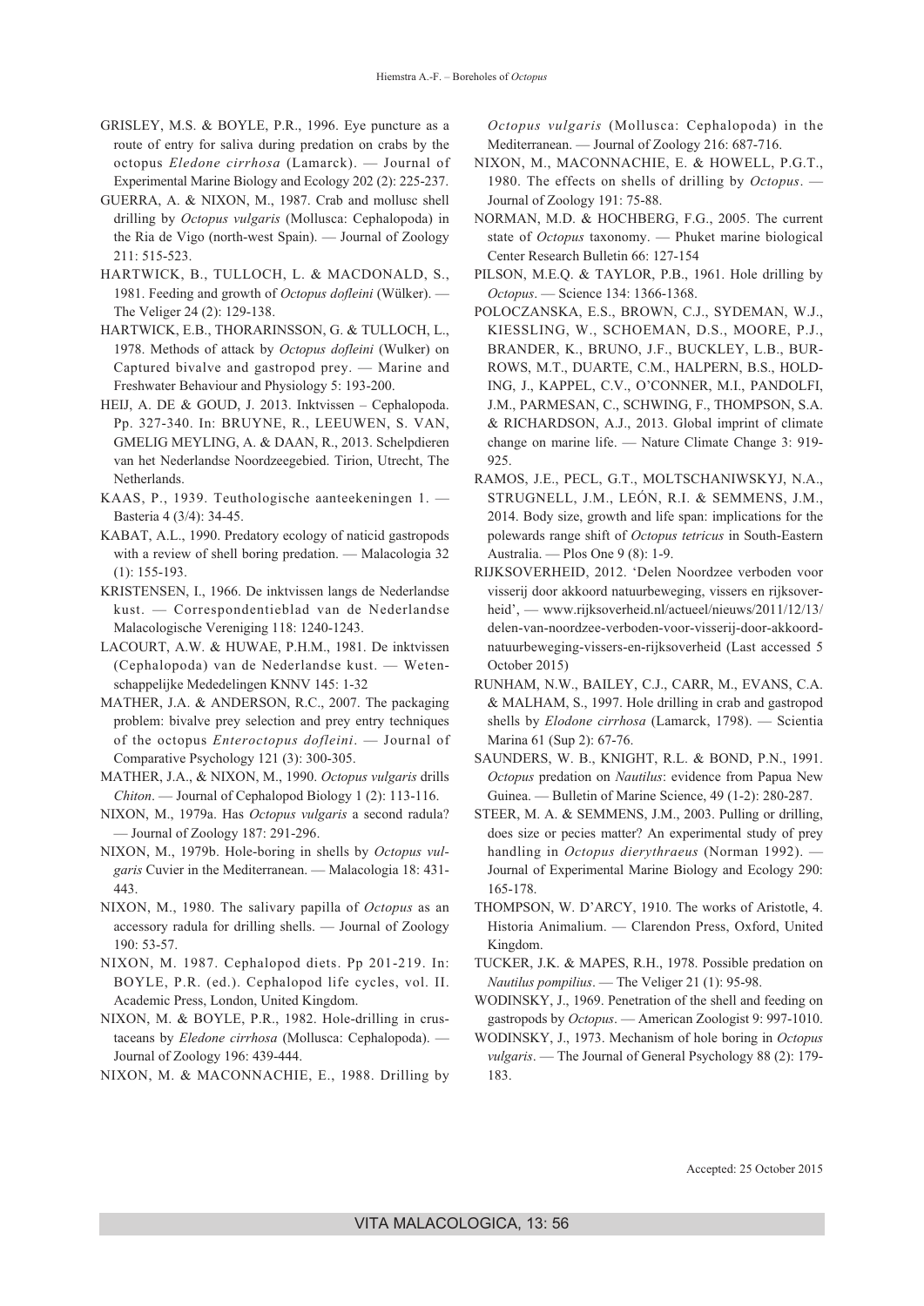GRISLEY, M.S. & BOYLE, P.R., 1996. Eye puncture as a route of entry for saliva during predation on crabs by the octopus *Eledone cirrhosa* (Lamarck). — Journal of Experimental Marine Biology and Ecology 202 (2): 225-237.

GUERRA, A. & NIXON, M., 1987. Crab and mollusc shell drilling by *Octopus vulgaris* (Mollusca: Cephalopoda) in the Ria de Vigo (north-west Spain). — Journal of Zoology 211: 515-523.

HARTWICK, B., TULLOCH, L. & MACDONALD, S., 1981. Feeding and growth of *Octopus dofleini* (Wülker). — The Veliger 24 (2): 129-138.

HARTWICK, E.B., THORARINSSON, G. & TULLOCH, L., 1978. Methods of attack by *Octopus dofleini* (Wulker) on Captured bivalve and gastropod prey. — Marine and Freshwater Behaviour and Physiology 5: 193-200.

HEIJ, A. DE & GOUD, J. 2013. Inktvissen – Cephalopoda. Pp. 327-340. In: BRUYNE, R., LEEUWEN, S. VAN, GMELIG MEYLING, A. & DAAN, R., 2013. Schelpdieren van het Nederlandse Noordzeegebied. Tirion, Utrecht, The Netherlands.

KAAS, P., 1939. Teuthologische aanteekeningen 1. — Basteria 4 (3/4): 34-45.

KABAT, A.L., 1990. Predatory ecology of naticid gastropods with a review of shell boring predation. — Malacologia 32 (1): 155-193.

KRISTENSEN, I., 1966. De inktvissen langs de Nederlandse kust. — Correspondentieblad van de Nederlandse Malacologische Vereniging 118: 1240-1243.

LACOURT, A.W. & HUWAE, P.H.M., 1981. De inktvissen (Cephalopoda) van de Nederlandse kust. — Wetenschappelijke Mededelingen KNNV 145: 1-32

MATHER, J.A. & ANDERSON, R.C., 2007. The packaging problem: bivalve prey selection and prey entry techniques of the octopus *Enteroctopus dofleini*. — Journal of Comparative Psychology 121 (3): 300-305.

MATHER, J.A., & NIXON, M., 1990. *Octopus vulgaris* drills *Chiton*. — Journal of Cephalopod Biology 1 (2): 113-116.

NIXON, M., 1979a. Has *Octopus vulgaris* a second radula? — Journal of Zoology 187: 291-296.

NIXON, M., 1979b. Hole-boring in shells by *Octopus vulgaris* Cuvier in the Mediterranean. — Malacologia 18: 431-443.

NIXON, M., 1980. The salivary papilla of *Octopus* as an accessory radula for drilling shells. — Journal of Zoology 190: 53-57.

NIXON, M. 1987. Cephalopod diets. Pp 201-219. In: BOYLE, P.R. (ed.). Cephalopod life cycles, vol. II. Academic Press, London, United Kingdom.

NIXON, M. & BOYLE, P.R., 1982. Hole-drilling in crustaceans by *Eledone cirrhosa* (Mollusca: Cephalopoda). — Journal of Zoology 196: 439-444.

NIXON, M. & MACONNACHIE, E., 1988. Drilling by *Octopus vulgaris* (Mollusca: Cephalopoda) in the Mediterranean. — Journal of Zoology 216: 687-716.

NIXON, M., MACONNACHIE, E. & HOWELL, P.G.T., 1980. The effects on shells of drilling by *Octopus*. — Journal of Zoology 191: 75-88.

NORMAN, M.D. & HOCHBERG, F.G., 2005. The current state of *Octopus* taxonomy. — Phuket marine biological Center Research Bulletin 66: 127-154

PILSON, M.E.Q. & TAYLOR, P.B., 1961. Hole drilling by *Octopus*. — Science 134: 1366-1368.

POLOCZANSKA, E.S., BROWN, C.J., SYDEMAN, W.J., KIESSLING, W., SCHOEMAN, D.S., MOORE, P.J., BRANDER, K., BRUNO, J.F., BUCKLEY, L.B., BURROWS, M.T., DUARTE, C.M., HALPERN, B.S., HOLDING, J., KAPPEL, C.V., O'CONNER, M.I., PANDOLFI, J.M., PARMESAN, C., SCHWING, F., THOMPSON, S.A. & RICHARDSON, A.J., 2013. Global imprint of climate change on marine life. — Nature Climate Change 3: 919-925.

RAMOS, J.E., PECL, G.T., MOLTSCHANIWSKYJ, N.A., STRUGNELL, J.M., LEÓN, R.I. & SEMMENS, J.M., 2014. Body size, growth and life span: implications for the polewards range shift of *Octopus tetricus* in South-Eastern Australia. — Plos One 9 (8): 1-9.

RIJKSOVERHEID, 2012. 'Delen Noordzee verboden voor visserij door akkoord natuurbeweging, vissers en rijksoverheid', — www.rijksoverheid.nl/actueel/nieuws/2011/12/13/delen-van-noordzee-verboden-voor-visserij-door-akkoord-natuurbeweging-vissers-en-rijksoverheid (Last accessed 5 October 2015)

RUNHAM, N.W., BAILEY, C.J., CARR, M., EVANS, C.A. & MALHAM, S., 1997. Hole drilling in crab and gastropod shells by *Elodone cirrhosa* (Lamarck, 1798). — Scientia Marina 61 (Sup 2): 67-76.

SAUNDERS, W. B., KNIGHT, R.L. & BOND, P.N., 1991. *Octopus* predation on *Nautilus*: evidence from Papua New Guinea. — Bulletin of Marine Science, 49 (1-2): 280-287.

STEER, M. A. & SEMMENS, J.M., 2003. Pulling or drilling, does size or pecies matter? An experimental study of prey handling in *Octopus dierythraeus* (Norman 1992). — Journal of Experimental Marine Biology and Ecology 290: 165-178.

THOMPSON, W. D'ARCY, 1910. The works of Aristotle, 4. Historia Animalium. — Clarendon Press, Oxford, United Kingdom.

TUCKER, J.K. & MAPES, R.H., 1978. Possible predation on *Nautilus pompilius*. — The Veliger 21 (1): 95-98.

WODINSKY, J., 1969. Penetration of the shell and feeding on gastropods by *Octopus*. — American Zoologist 9: 997-1010.

WODINSKY, J., 1973. Mechanism of hole boring in *Octopus vulgaris*. — The Journal of General Psychology 88 (2): 179-183.

Accepted: 25 October 2015